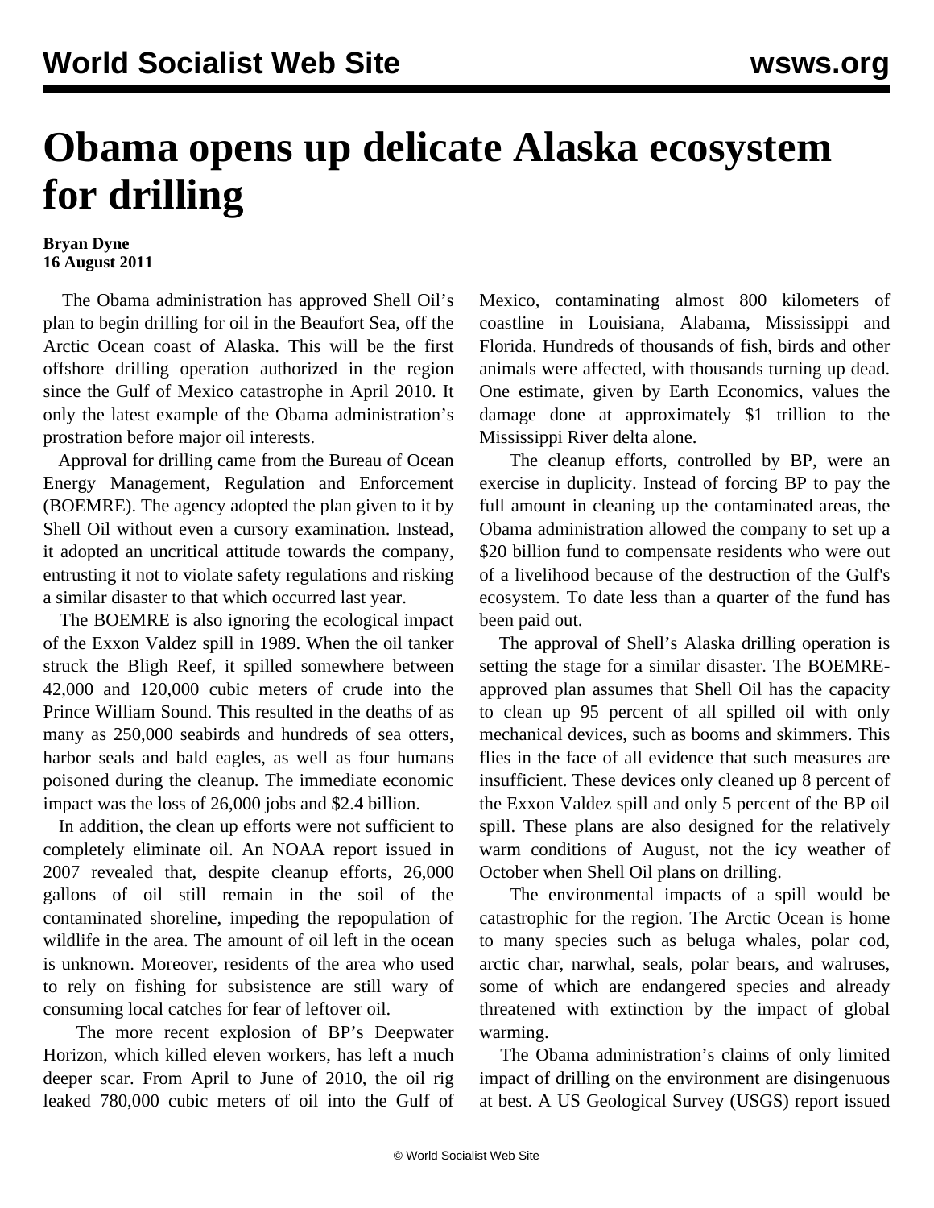# Obama opens up delicate Alaska ecosystem for drilling

**Bryan Dyne**
**16 August 2011**

The Obama administration has approved Shell Oil's plan to begin drilling for oil in the Beaufort Sea, off the Arctic Ocean coast of Alaska. This will be the first offshore drilling operation authorized in the region since the Gulf of Mexico catastrophe in April 2010. It only the latest example of the Obama administration's prostration before major oil interests.

Approval for drilling came from the Bureau of Ocean Energy Management, Regulation and Enforcement (BOEMRE). The agency adopted the plan given to it by Shell Oil without even a cursory examination. Instead, it adopted an uncritical attitude towards the company, entrusting it not to violate safety regulations and risking a similar disaster to that which occurred last year.

The BOEMRE is also ignoring the ecological impact of the Exxon Valdez spill in 1989. When the oil tanker struck the Bligh Reef, it spilled somewhere between 42,000 and 120,000 cubic meters of crude into the Prince William Sound. This resulted in the deaths of as many as 250,000 seabirds and hundreds of sea otters, harbor seals and bald eagles, as well as four humans poisoned during the cleanup. The immediate economic impact was the loss of 26,000 jobs and $2.4 billion.

In addition, the clean up efforts were not sufficient to completely eliminate oil. An NOAA report issued in 2007 revealed that, despite cleanup efforts, 26,000 gallons of oil still remain in the soil of the contaminated shoreline, impeding the repopulation of wildlife in the area. The amount of oil left in the ocean is unknown. Moreover, residents of the area who used to rely on fishing for subsistence are still wary of consuming local catches for fear of leftover oil.

The more recent explosion of BP's Deepwater Horizon, which killed eleven workers, has left a much deeper scar. From April to June of 2010, the oil rig leaked 780,000 cubic meters of oil into the Gulf of Mexico, contaminating almost 800 kilometers of coastline in Louisiana, Alabama, Mississippi and Florida. Hundreds of thousands of fish, birds and other animals were affected, with thousands turning up dead. One estimate, given by Earth Economics, values the damage done at approximately $1 trillion to the Mississippi River delta alone.

The cleanup efforts, controlled by BP, were an exercise in duplicity. Instead of forcing BP to pay the full amount in cleaning up the contaminated areas, the Obama administration allowed the company to set up a $20 billion fund to compensate residents who were out of a livelihood because of the destruction of the Gulf's ecosystem. To date less than a quarter of the fund has been paid out.

The approval of Shell's Alaska drilling operation is setting the stage for a similar disaster. The BOEMRE-approved plan assumes that Shell Oil has the capacity to clean up 95 percent of all spilled oil with only mechanical devices, such as booms and skimmers. This flies in the face of all evidence that such measures are insufficient. These devices only cleaned up 8 percent of the Exxon Valdez spill and only 5 percent of the BP oil spill. These plans are also designed for the relatively warm conditions of August, not the icy weather of October when Shell Oil plans on drilling.

The environmental impacts of a spill would be catastrophic for the region. The Arctic Ocean is home to many species such as beluga whales, polar cod, arctic char, narwhal, seals, polar bears, and walruses, some of which are endangered species and already threatened with extinction by the impact of global warming.

The Obama administration's claims of only limited impact of drilling on the environment are disingenuous at best. A US Geological Survey (USGS) report issued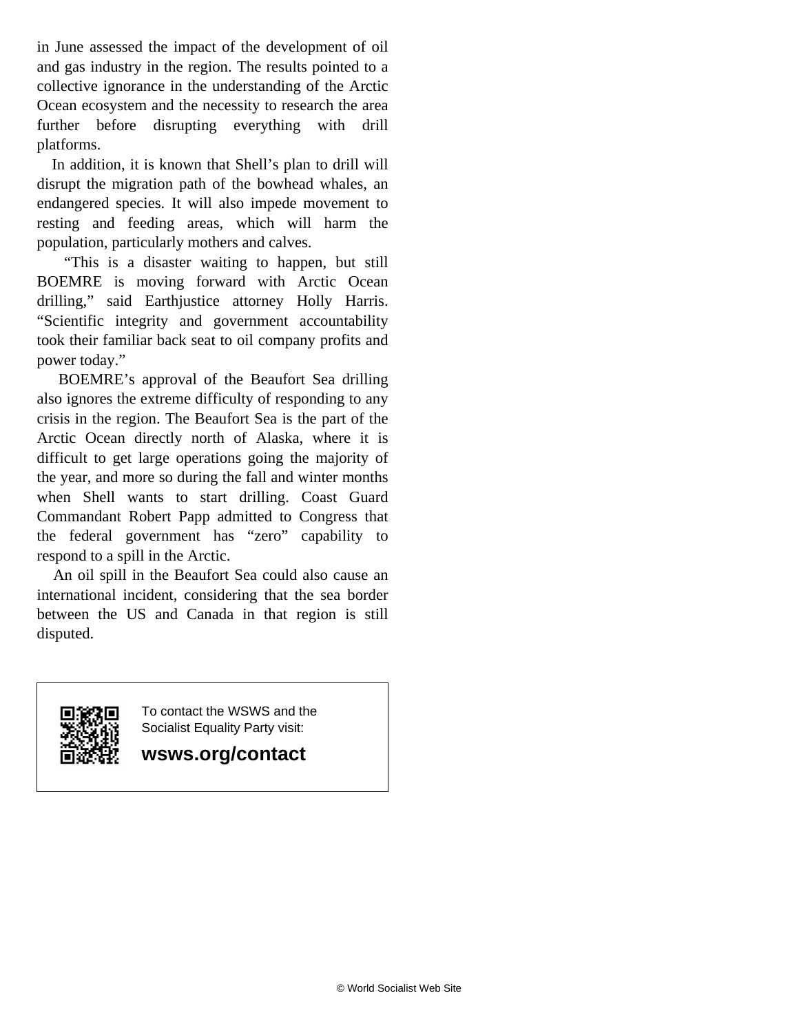in June assessed the impact of the development of oil and gas industry in the region. The results pointed to a collective ignorance in the understanding of the Arctic Ocean ecosystem and the necessity to research the area further before disrupting everything with drill platforms.

In addition, it is known that Shell's plan to drill will disrupt the migration path of the bowhead whales, an endangered species. It will also impede movement to resting and feeding areas, which will harm the population, particularly mothers and calves.

"This is a disaster waiting to happen, but still BOEMRE is moving forward with Arctic Ocean drilling," said Earthjustice attorney Holly Harris. "Scientific integrity and government accountability took their familiar back seat to oil company profits and power today."

BOEMRE's approval of the Beaufort Sea drilling also ignores the extreme difficulty of responding to any crisis in the region. The Beaufort Sea is the part of the Arctic Ocean directly north of Alaska, where it is difficult to get large operations going the majority of the year, and more so during the fall and winter months when Shell wants to start drilling. Coast Guard Commandant Robert Papp admitted to Congress that the federal government has "zero" capability to respond to a spill in the Arctic.

An oil spill in the Beaufort Sea could also cause an international incident, considering that the sea border between the US and Canada in that region is still disputed.

To contact the WSWS and the Socialist Equality Party visit:

**wsws.org/contact**